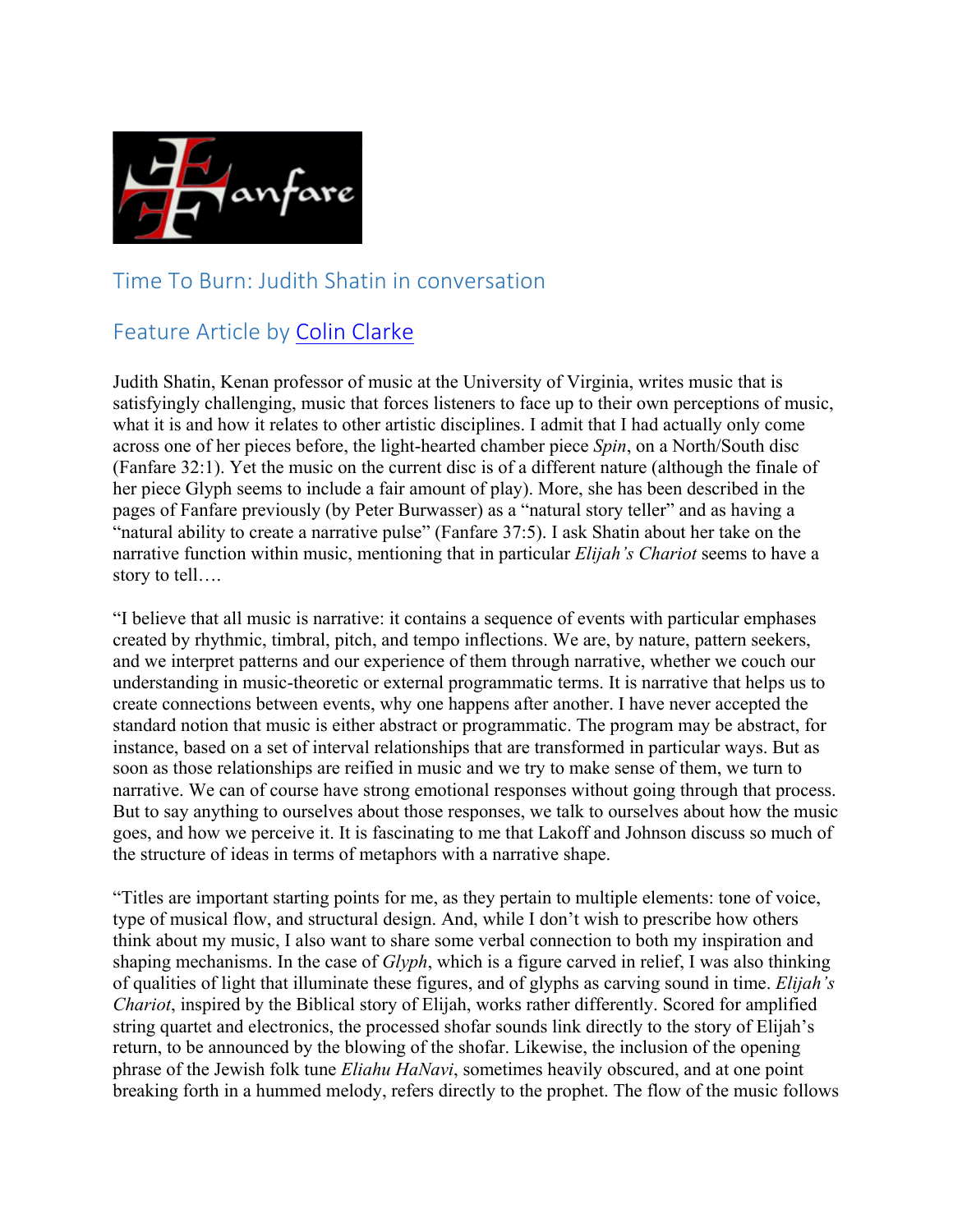# Time To Burn: Judith Shatin in conversation

## Feature Article by Colin Clarke

Judith Shatin, Kenan professor of music at the University of Virginia, writes music that is satisfyingly challenging, music that forces listeners to face up to their own perceptions of music, what it is and how it relates to other artistic disciplines. I admit that I had actually only come across one of her pieces before, the light-hearted chamber piece *Spin*, on a North/South disc (Fanfare 32:1). Yet the music on the current disc is of a different nature (although the finale of her piece Glyph seems to include a fair amount of play). More, she has been described in the pages of Fanfare previously (by Peter Burwasser) as a "natural story teller" and as having a "natural ability to create a narrative pulse" (Fanfare 37:5). I ask Shatin about her take on the narrative function within music, mentioning that in particular *Elijah's Chariot* seems to have a story to tell….

"I believe that all music is narrative: it contains a sequence of events with particular emphases created by rhythmic, timbral, pitch, and tempo inflections. We are, by nature, pattern seekers, and we interpret patterns and our experience of them through narrative, whether we couch our understanding in music-theoretic or external programmatic terms. It is narrative that helps us to create connections between events, why one happens after another. I have never accepted the standard notion that music is either abstract or programmatic. The program may be abstract, for instance, based on a set of interval relationships that are transformed in particular ways. But as soon as those relationships are reified in music and we try to make sense of them, we turn to narrative. We can of course have strong emotional responses without going through that process. But to say anything to ourselves about those responses, we talk to ourselves about how the music goes, and how we perceive it. It is fascinating to me that Lakoff and Johnson discuss so much of the structure of ideas in terms of metaphors with a narrative shape.

"Titles are important starting points for me, as they pertain to multiple elements: tone of voice, type of musical flow, and structural design. And, while I don't wish to prescribe how others think about my music, I also want to share some verbal connection to both my inspiration and shaping mechanisms. In the case of *Glyph*, which is a figure carved in relief, I was also thinking of qualities of light that illuminate these figures, and of glyphs as carving sound in time. *Elijah's Chariot*, inspired by the Biblical story of Elijah, works rather differently. Scored for amplified string quartet and electronics, the processed shofar sounds link directly to the story of Elijah's return, to be announced by the blowing of the shofar. Likewise, the inclusion of the opening phrase of the Jewish folk tune *Eliahu HaNavi*, sometimes heavily obscured, and at one point breaking forth in a hummed melody, refers directly to the prophet. The flow of the music follows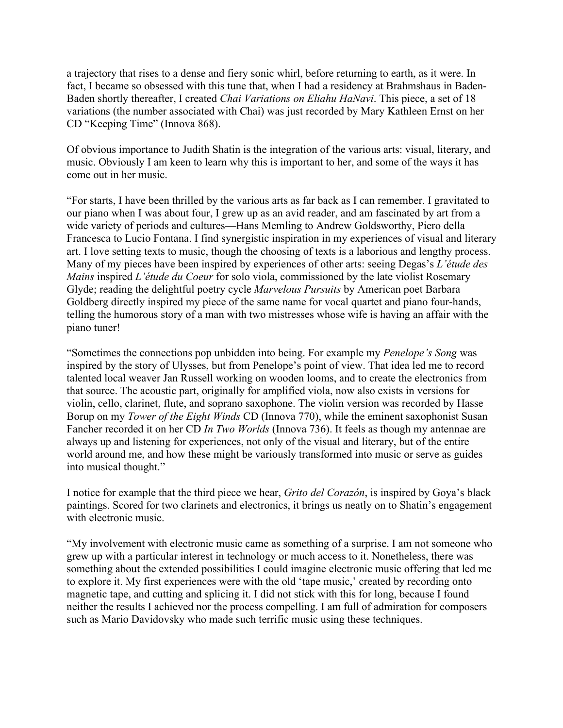a trajectory that rises to a dense and fiery sonic whirl, before returning to earth, as it were. In fact, I became so obsessed with this tune that, when I had a residency at Brahmshaus in Baden-Baden shortly thereafter, I created *Chai Variations on Eliahu HaNavi*. This piece, a set of 18 variations (the number associated with Chai) was just recorded by Mary Kathleen Ernst on her CD "Keeping Time" (Innova 868).

Of obvious importance to Judith Shatin is the integration of the various arts: visual, literary, and music. Obviously I am keen to learn why this is important to her, and some of the ways it has come out in her music.

"For starts, I have been thrilled by the various arts as far back as I can remember. I gravitated to our piano when I was about four, I grew up as an avid reader, and am fascinated by art from a wide variety of periods and cultures—Hans Memling to Andrew Goldsworthy, Piero della Francesca to Lucio Fontana. I find synergistic inspiration in my experiences of visual and literary art. I love setting texts to music, though the choosing of texts is a laborious and lengthy process. Many of my pieces have been inspired by experiences of other arts: seeing Degas's *L'étude des Mains* inspired *L'étude du Coeur* for solo viola, commissioned by the late violist Rosemary Glyde; reading the delightful poetry cycle *Marvelous Pursuits* by American poet Barbara Goldberg directly inspired my piece of the same name for vocal quartet and piano four-hands, telling the humorous story of a man with two mistresses whose wife is having an affair with the piano tuner!

"Sometimes the connections pop unbidden into being. For example my *Penelope's Song* was inspired by the story of Ulysses, but from Penelope's point of view. That idea led me to record talented local weaver Jan Russell working on wooden looms, and to create the electronics from that source. The acoustic part, originally for amplified viola, now also exists in versions for violin, cello, clarinet, flute, and soprano saxophone. The violin version was recorded by Hasse Borup on my *Tower of the Eight Winds* CD (Innova 770), while the eminent saxophonist Susan Fancher recorded it on her CD *In Two Worlds* (Innova 736). It feels as though my antennae are always up and listening for experiences, not only of the visual and literary, but of the entire world around me, and how these might be variously transformed into music or serve as guides into musical thought."

I notice for example that the third piece we hear, *Grito del Corazón*, is inspired by Goya's black paintings. Scored for two clarinets and electronics, it brings us neatly on to Shatin's engagement with electronic music.

"My involvement with electronic music came as something of a surprise. I am not someone who grew up with a particular interest in technology or much access to it. Nonetheless, there was something about the extended possibilities I could imagine electronic music offering that led me to explore it. My first experiences were with the old 'tape music,' created by recording onto magnetic tape, and cutting and splicing it. I did not stick with this for long, because I found neither the results I achieved nor the process compelling. I am full of admiration for composers such as Mario Davidovsky who made such terrific music using these techniques.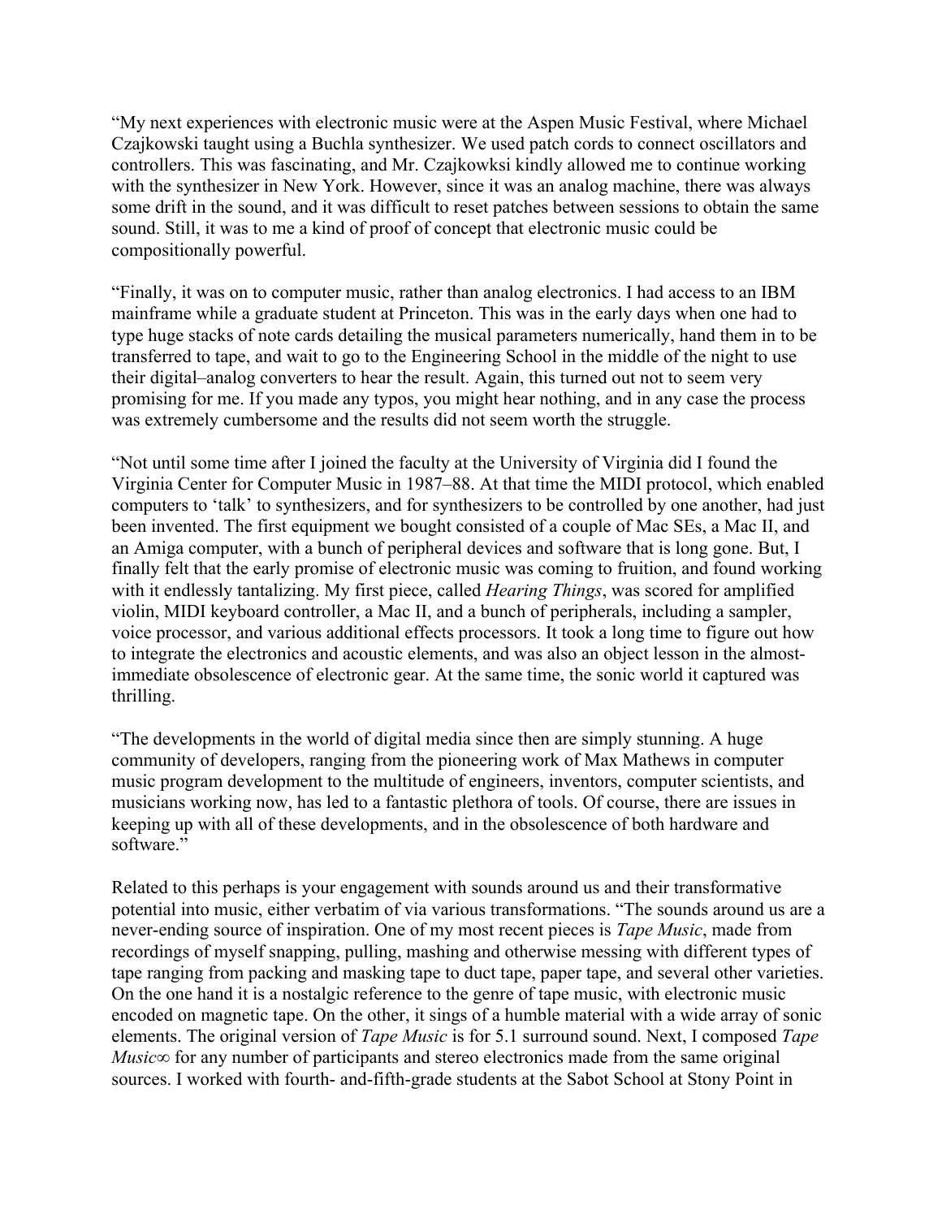“My next experiences with electronic music were at the Aspen Music Festival, where Michael Czajkowski taught using a Buchla synthesizer. We used patch cords to connect oscillators and controllers. This was fascinating, and Mr. Czajkowksi kindly allowed me to continue working with the synthesizer in New York. However, since it was an analog machine, there was always some drift in the sound, and it was difficult to reset patches between sessions to obtain the same sound. Still, it was to me a kind of proof of concept that electronic music could be compositionally powerful.

“Finally, it was on to computer music, rather than analog electronics. I had access to an IBM mainframe while a graduate student at Princeton. This was in the early days when one had to type huge stacks of note cards detailing the musical parameters numerically, hand them in to be transferred to tape, and wait to go to the Engineering School in the middle of the night to use their digital–analog converters to hear the result. Again, this turned out not to seem very promising for me. If you made any typos, you might hear nothing, and in any case the process was extremely cumbersome and the results did not seem worth the struggle.

“Not until some time after I joined the faculty at the University of Virginia did I found the Virginia Center for Computer Music in 1987–88. At that time the MIDI protocol, which enabled computers to ‘talk’ to synthesizers, and for synthesizers to be controlled by one another, had just been invented. The first equipment we bought consisted of a couple of Mac SEs, a Mac II, and an Amiga computer, with a bunch of peripheral devices and software that is long gone. But, I finally felt that the early promise of electronic music was coming to fruition, and found working with it endlessly tantalizing. My first piece, called *Hearing Things*, was scored for amplified violin, MIDI keyboard controller, a Mac II, and a bunch of peripherals, including a sampler, voice processor, and various additional effects processors. It took a long time to figure out how to integrate the electronics and acoustic elements, and was also an object lesson in the almost-immediate obsolescence of electronic gear. At the same time, the sonic world it captured was thrilling.

“The developments in the world of digital media since then are simply stunning. A huge community of developers, ranging from the pioneering work of Max Mathews in computer music program development to the multitude of engineers, inventors, computer scientists, and musicians working now, has led to a fantastic plethora of tools. Of course, there are issues in keeping up with all of these developments, and in the obsolescence of both hardware and software.”

Related to this perhaps is your engagement with sounds around us and their transformative potential into music, either verbatim of via various transformations. “The sounds around us are a never-ending source of inspiration. One of my most recent pieces is *Tape Music*, made from recordings of myself snapping, pulling, mashing and otherwise messing with different types of tape ranging from packing and masking tape to duct tape, paper tape, and several other varieties. On the one hand it is a nostalgic reference to the genre of tape music, with electronic music encoded on magnetic tape. On the other, it sings of a humble material with a wide array of sonic elements. The original version of *Tape Music* is for 5.1 surround sound. Next, I composed *Tape Music∞* for any number of participants and stereo electronics made from the same original sources. I worked with fourth- and-fifth-grade students at the Sabot School at Stony Point in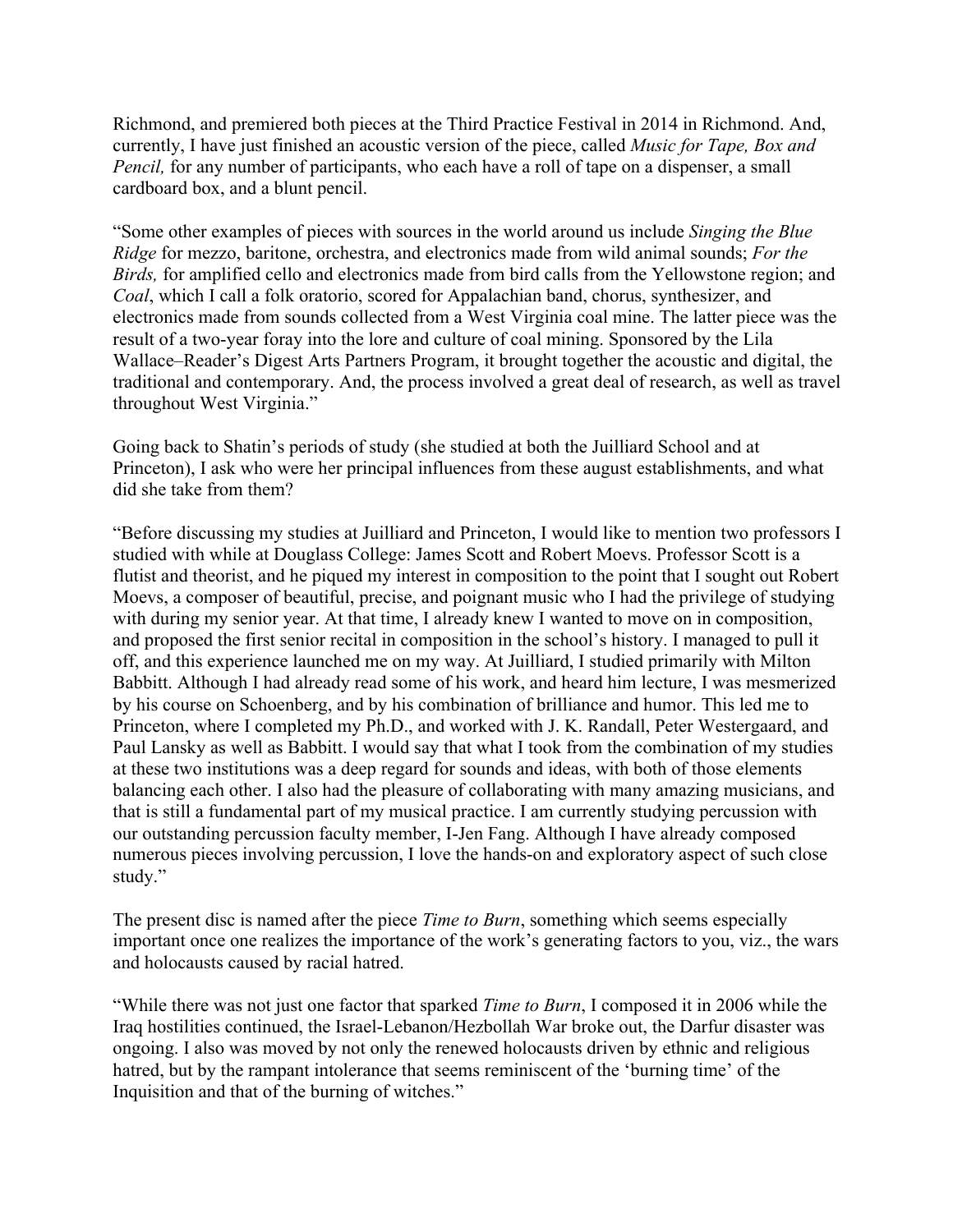Richmond, and premiered both pieces at the Third Practice Festival in 2014 in Richmond. And, currently, I have just finished an acoustic version of the piece, called *Music for Tape, Box and Pencil,* for any number of participants, who each have a roll of tape on a dispenser, a small cardboard box, and a blunt pencil.

"Some other examples of pieces with sources in the world around us include *Singing the Blue Ridge* for mezzo, baritone, orchestra, and electronics made from wild animal sounds; *For the Birds,* for amplified cello and electronics made from bird calls from the Yellowstone region; and *Coal*, which I call a folk oratorio, scored for Appalachian band, chorus, synthesizer, and electronics made from sounds collected from a West Virginia coal mine. The latter piece was the result of a two-year foray into the lore and culture of coal mining. Sponsored by the Lila Wallace–Reader's Digest Arts Partners Program, it brought together the acoustic and digital, the traditional and contemporary. And, the process involved a great deal of research, as well as travel throughout West Virginia."

Going back to Shatin's periods of study (she studied at both the Juilliard School and at Princeton), I ask who were her principal influences from these august establishments, and what did she take from them?

"Before discussing my studies at Juilliard and Princeton, I would like to mention two professors I studied with while at Douglass College: James Scott and Robert Moevs. Professor Scott is a flutist and theorist, and he piqued my interest in composition to the point that I sought out Robert Moevs, a composer of beautiful, precise, and poignant music who I had the privilege of studying with during my senior year. At that time, I already knew I wanted to move on in composition, and proposed the first senior recital in composition in the school's history. I managed to pull it off, and this experience launched me on my way. At Juilliard, I studied primarily with Milton Babbitt. Although I had already read some of his work, and heard him lecture, I was mesmerized by his course on Schoenberg, and by his combination of brilliance and humor. This led me to Princeton, where I completed my Ph.D., and worked with J. K. Randall, Peter Westergaard, and Paul Lansky as well as Babbitt. I would say that what I took from the combination of my studies at these two institutions was a deep regard for sounds and ideas, with both of those elements balancing each other. I also had the pleasure of collaborating with many amazing musicians, and that is still a fundamental part of my musical practice. I am currently studying percussion with our outstanding percussion faculty member, I-Jen Fang. Although I have already composed numerous pieces involving percussion, I love the hands-on and exploratory aspect of such close study."

The present disc is named after the piece *Time to Burn*, something which seems especially important once one realizes the importance of the work's generating factors to you, viz., the wars and holocausts caused by racial hatred.

"While there was not just one factor that sparked *Time to Burn*, I composed it in 2006 while the Iraq hostilities continued, the Israel-Lebanon/Hezbollah War broke out, the Darfur disaster was ongoing. I also was moved by not only the renewed holocausts driven by ethnic and religious hatred, but by the rampant intolerance that seems reminiscent of the 'burning time' of the Inquisition and that of the burning of witches."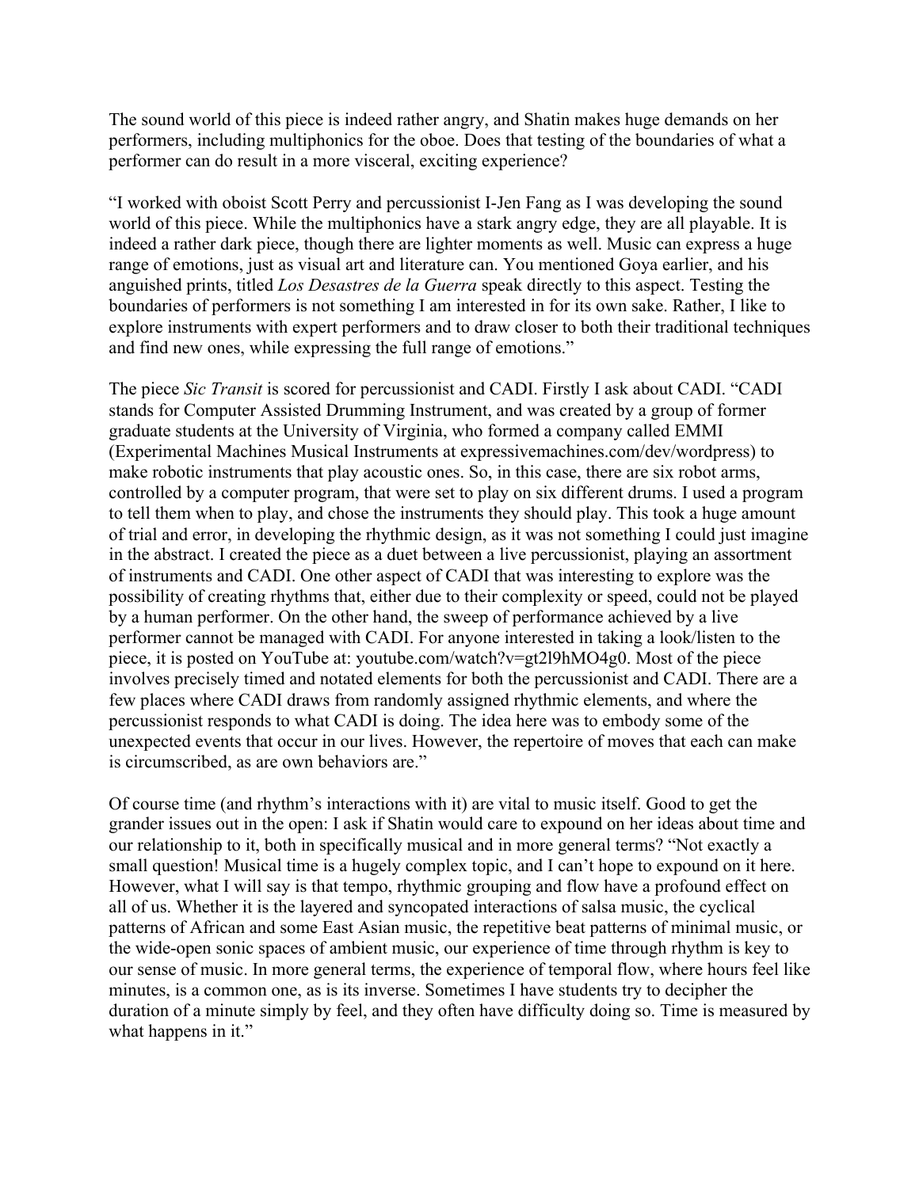The sound world of this piece is indeed rather angry, and Shatin makes huge demands on her performers, including multiphonics for the oboe. Does that testing of the boundaries of what a performer can do result in a more visceral, exciting experience?

"I worked with oboist Scott Perry and percussionist I-Jen Fang as I was developing the sound world of this piece. While the multiphonics have a stark angry edge, they are all playable. It is indeed a rather dark piece, though there are lighter moments as well. Music can express a huge range of emotions, just as visual art and literature can. You mentioned Goya earlier, and his anguished prints, titled *Los Desastres de la Guerra* speak directly to this aspect. Testing the boundaries of performers is not something I am interested in for its own sake. Rather, I like to explore instruments with expert performers and to draw closer to both their traditional techniques and find new ones, while expressing the full range of emotions."

The piece *Sic Transit* is scored for percussionist and CADI. Firstly I ask about CADI. "CADI stands for Computer Assisted Drumming Instrument, and was created by a group of former graduate students at the University of Virginia, who formed a company called EMMI (Experimental Machines Musical Instruments at expressivemachines.com/dev/wordpress) to make robotic instruments that play acoustic ones. So, in this case, there are six robot arms, controlled by a computer program, that were set to play on six different drums. I used a program to tell them when to play, and chose the instruments they should play. This took a huge amount of trial and error, in developing the rhythmic design, as it was not something I could just imagine in the abstract. I created the piece as a duet between a live percussionist, playing an assortment of instruments and CADI. One other aspect of CADI that was interesting to explore was the possibility of creating rhythms that, either due to their complexity or speed, could not be played by a human performer. On the other hand, the sweep of performance achieved by a live performer cannot be managed with CADI. For anyone interested in taking a look/listen to the piece, it is posted on YouTube at: youtube.com/watch?v=gt2l9hMO4g0. Most of the piece involves precisely timed and notated elements for both the percussionist and CADI. There are a few places where CADI draws from randomly assigned rhythmic elements, and where the percussionist responds to what CADI is doing. The idea here was to embody some of the unexpected events that occur in our lives. However, the repertoire of moves that each can make is circumscribed, as are own behaviors are."

Of course time (and rhythm's interactions with it) are vital to music itself. Good to get the grander issues out in the open: I ask if Shatin would care to expound on her ideas about time and our relationship to it, both in specifically musical and in more general terms? "Not exactly a small question! Musical time is a hugely complex topic, and I can't hope to expound on it here. However, what I will say is that tempo, rhythmic grouping and flow have a profound effect on all of us. Whether it is the layered and syncopated interactions of salsa music, the cyclical patterns of African and some East Asian music, the repetitive beat patterns of minimal music, or the wide-open sonic spaces of ambient music, our experience of time through rhythm is key to our sense of music. In more general terms, the experience of temporal flow, where hours feel like minutes, is a common one, as is its inverse. Sometimes I have students try to decipher the duration of a minute simply by feel, and they often have difficulty doing so. Time is measured by what happens in it."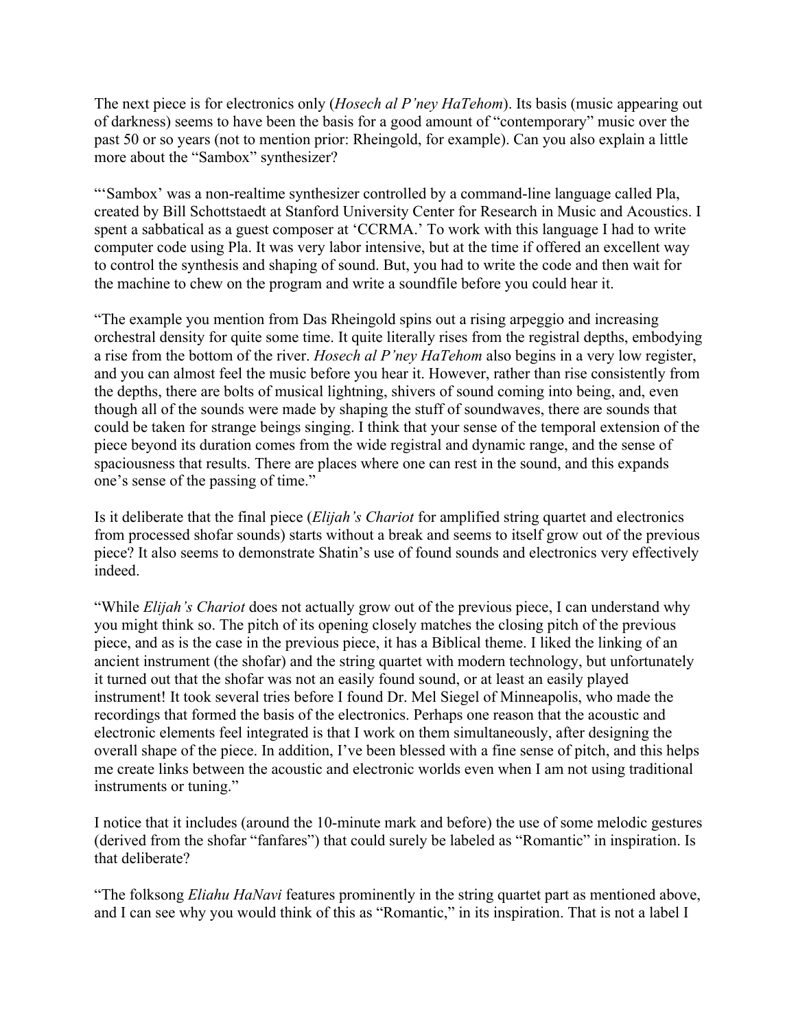The next piece is for electronics only (*Hosech al P'ney HaTehom*). Its basis (music appearing out of darkness) seems to have been the basis for a good amount of "contemporary" music over the past 50 or so years (not to mention prior: Rheingold, for example). Can you also explain a little more about the "Sambox" synthesizer?

"'Sambox' was a non-realtime synthesizer controlled by a command-line language called Pla, created by Bill Schottstaedt at Stanford University Center for Research in Music and Acoustics. I spent a sabbatical as a guest composer at 'CCRMA.' To work with this language I had to write computer code using Pla. It was very labor intensive, but at the time if offered an excellent way to control the synthesis and shaping of sound. But, you had to write the code and then wait for the machine to chew on the program and write a soundfile before you could hear it.

"The example you mention from Das Rheingold spins out a rising arpeggio and increasing orchestral density for quite some time. It quite literally rises from the registral depths, embodying a rise from the bottom of the river. *Hosech al P'ney HaTehom* also begins in a very low register, and you can almost feel the music before you hear it. However, rather than rise consistently from the depths, there are bolts of musical lightning, shivers of sound coming into being, and, even though all of the sounds were made by shaping the stuff of soundwaves, there are sounds that could be taken for strange beings singing. I think that your sense of the temporal extension of the piece beyond its duration comes from the wide registral and dynamic range, and the sense of spaciousness that results. There are places where one can rest in the sound, and this expands one's sense of the passing of time."

Is it deliberate that the final piece (*Elijah's Chariot* for amplified string quartet and electronics from processed shofar sounds) starts without a break and seems to itself grow out of the previous piece? It also seems to demonstrate Shatin's use of found sounds and electronics very effectively indeed.

"While *Elijah's Chariot* does not actually grow out of the previous piece, I can understand why you might think so. The pitch of its opening closely matches the closing pitch of the previous piece, and as is the case in the previous piece, it has a Biblical theme. I liked the linking of an ancient instrument (the shofar) and the string quartet with modern technology, but unfortunately it turned out that the shofar was not an easily found sound, or at least an easily played instrument! It took several tries before I found Dr. Mel Siegel of Minneapolis, who made the recordings that formed the basis of the electronics. Perhaps one reason that the acoustic and electronic elements feel integrated is that I work on them simultaneously, after designing the overall shape of the piece. In addition, I've been blessed with a fine sense of pitch, and this helps me create links between the acoustic and electronic worlds even when I am not using traditional instruments or tuning."

I notice that it includes (around the 10-minute mark and before) the use of some melodic gestures (derived from the shofar "fanfares") that could surely be labeled as "Romantic" in inspiration. Is that deliberate?

"The folksong *Eliahu HaNavi* features prominently in the string quartet part as mentioned above, and I can see why you would think of this as "Romantic," in its inspiration. That is not a label I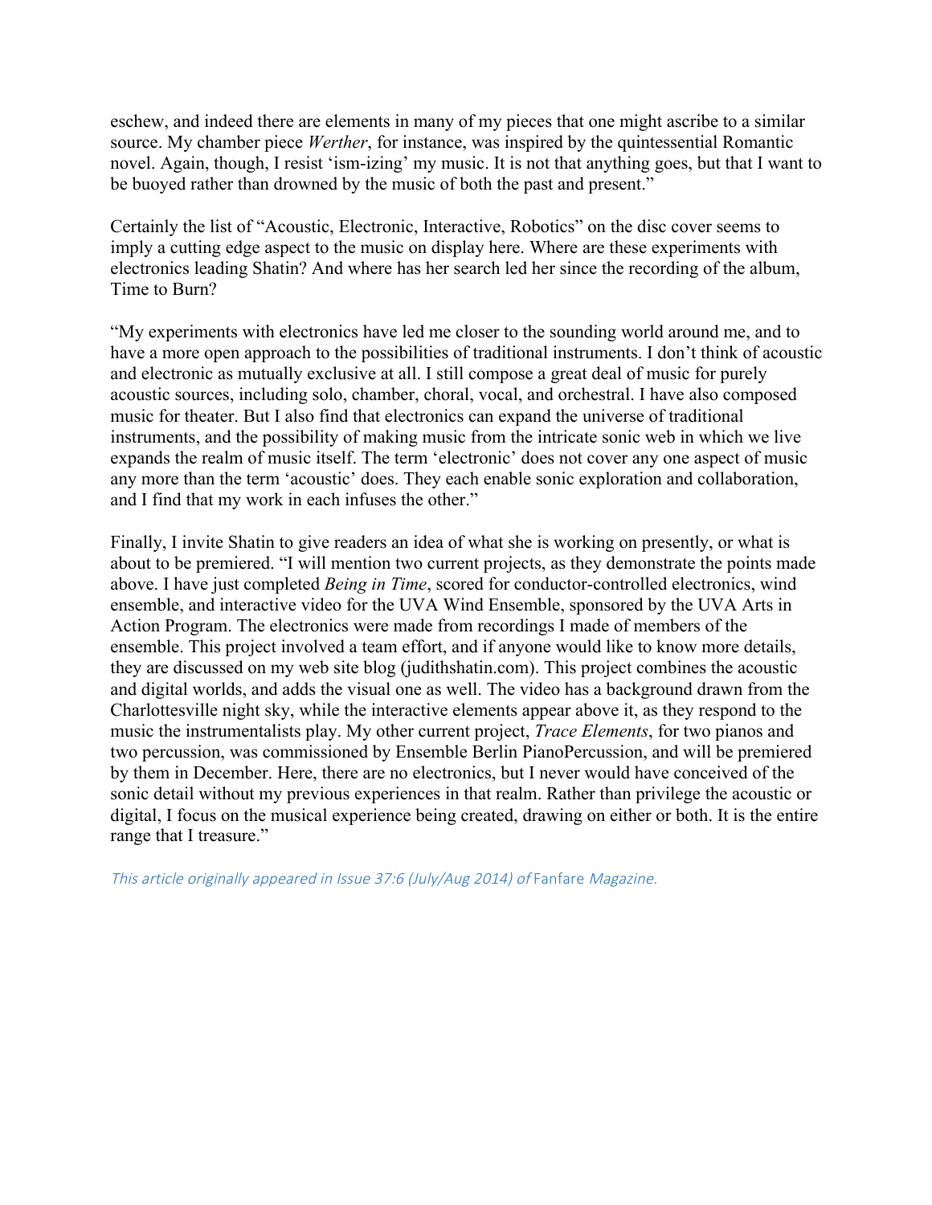eschew, and indeed there are elements in many of my pieces that one might ascribe to a similar source. My chamber piece *Werther*, for instance, was inspired by the quintessential Romantic novel. Again, though, I resist 'ism-izing' my music. It is not that anything goes, but that I want to be buoyed rather than drowned by the music of both the past and present."

Certainly the list of "Acoustic, Electronic, Interactive, Robotics" on the disc cover seems to imply a cutting edge aspect to the music on display here. Where are these experiments with electronics leading Shatin? And where has her search led her since the recording of the album, Time to Burn?

"My experiments with electronics have led me closer to the sounding world around me, and to have a more open approach to the possibilities of traditional instruments. I don't think of acoustic and electronic as mutually exclusive at all. I still compose a great deal of music for purely acoustic sources, including solo, chamber, choral, vocal, and orchestral. I have also composed music for theater. But I also find that electronics can expand the universe of traditional instruments, and the possibility of making music from the intricate sonic web in which we live expands the realm of music itself. The term 'electronic' does not cover any one aspect of music any more than the term 'acoustic' does. They each enable sonic exploration and collaboration, and I find that my work in each infuses the other."

Finally, I invite Shatin to give readers an idea of what she is working on presently, or what is about to be premiered. "I will mention two current projects, as they demonstrate the points made above. I have just completed *Being in Time*, scored for conductor-controlled electronics, wind ensemble, and interactive video for the UVA Wind Ensemble, sponsored by the UVA Arts in Action Program. The electronics were made from recordings I made of members of the ensemble. This project involved a team effort, and if anyone would like to know more details, they are discussed on my web site blog (judithshatin.com). This project combines the acoustic and digital worlds, and adds the visual one as well. The video has a background drawn from the Charlottesville night sky, while the interactive elements appear above it, as they respond to the music the instrumentalists play. My other current project, *Trace Elements*, for two pianos and two percussion, was commissioned by Ensemble Berlin PianoPercussion, and will be premiered by them in December. Here, there are no electronics, but I never would have conceived of the sonic detail without my previous experiences in that realm. Rather than privilege the acoustic or digital, I focus on the musical experience being created, drawing on either or both. It is the entire range that I treasure."

*This article originally appeared in Issue 37:6 (July/Aug 2014) of* Fanfare *Magazine.*